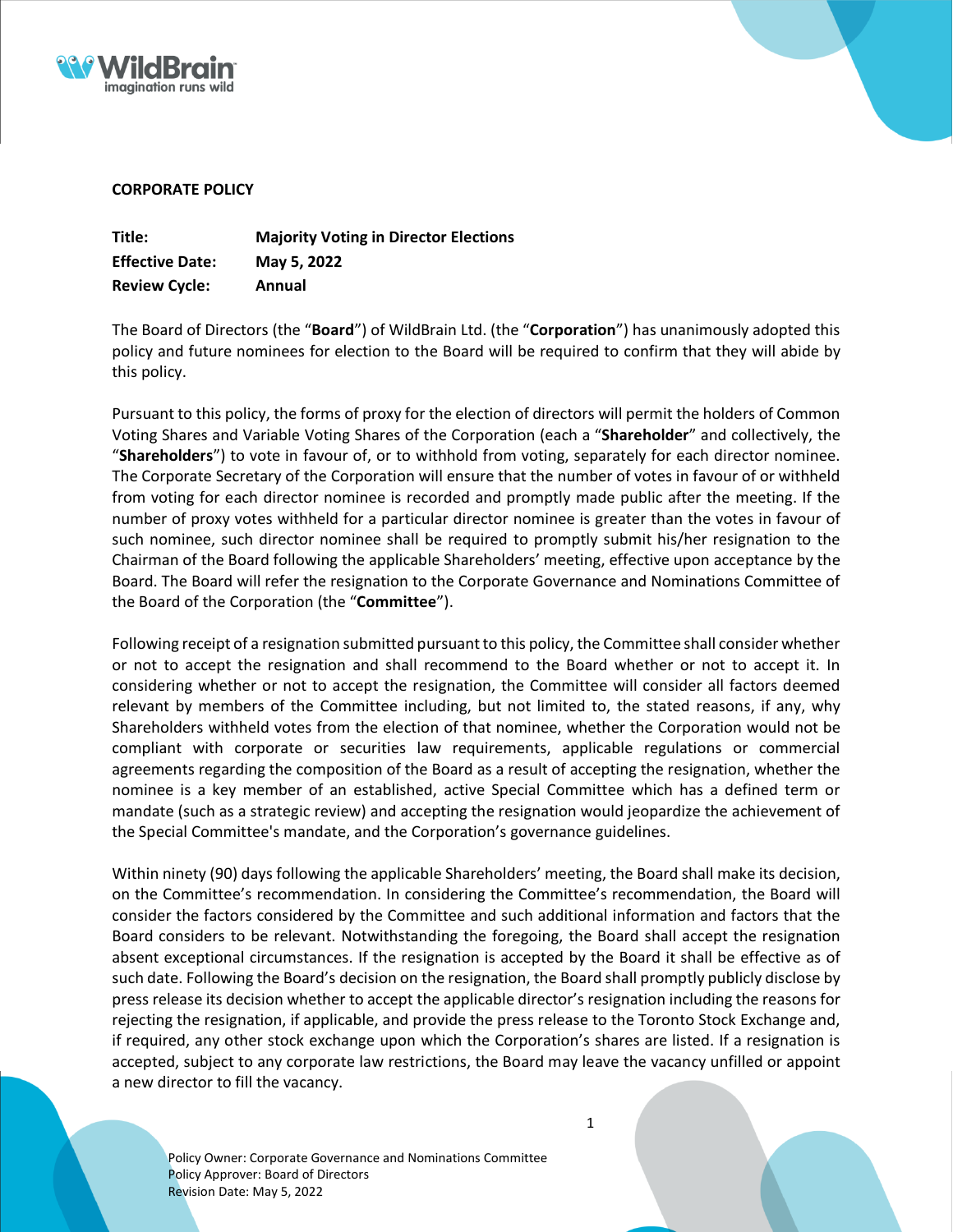**CORPORATE POLICY**

| | |
|---|---|
| **Title:** | **Majority Voting in Director Elections** |
| **Effective Date:** | **May 5, 2022** |
| **Review Cycle:** | **Annual** |

The Board of Directors (the "**Board**") of WildBrain Ltd. (the "**Corporation**") has unanimously adopted this policy and future nominees for election to the Board will be required to confirm that they will abide by this policy.

Pursuant to this policy, the forms of proxy for the election of directors will permit the holders of Common Voting Shares and Variable Voting Shares of the Corporation (each a "**Shareholder**" and collectively, the "**Shareholders**") to vote in favour of, or to withhold from voting, separately for each director nominee. The Corporate Secretary of the Corporation will ensure that the number of votes in favour of or withheld from voting for each director nominee is recorded and promptly made public after the meeting. If the number of proxy votes withheld for a particular director nominee is greater than the votes in favour of such nominee, such director nominee shall be required to promptly submit his/her resignation to the Chairman of the Board following the applicable Shareholders' meeting, effective upon acceptance by the Board. The Board will refer the resignation to the Corporate Governance and Nominations Committee of the Board of the Corporation (the "**Committee**").

Following receipt of a resignation submitted pursuant to this policy, the Committee shall consider whether or not to accept the resignation and shall recommend to the Board whether or not to accept it. In considering whether or not to accept the resignation, the Committee will consider all factors deemed relevant by members of the Committee including, but not limited to, the stated reasons, if any, why Shareholders withheld votes from the election of that nominee, whether the Corporation would not be compliant with corporate or securities law requirements, applicable regulations or commercial agreements regarding the composition of the Board as a result of accepting the resignation, whether the nominee is a key member of an established, active Special Committee which has a defined term or mandate (such as a strategic review) and accepting the resignation would jeopardize the achievement of the Special Committee's mandate, and the Corporation's governance guidelines.

Within ninety (90) days following the applicable Shareholders' meeting, the Board shall make its decision, on the Committee's recommendation. In considering the Committee's recommendation, the Board will consider the factors considered by the Committee and such additional information and factors that the Board considers to be relevant. Notwithstanding the foregoing, the Board shall accept the resignation absent exceptional circumstances. If the resignation is accepted by the Board it shall be effective as of such date. Following the Board's decision on the resignation, the Board shall promptly publicly disclose by press release its decision whether to accept the applicable director's resignation including the reasons for rejecting the resignation, if applicable, and provide the press release to the Toronto Stock Exchange and, if required, any other stock exchange upon which the Corporation's shares are listed. If a resignation is accepted, subject to any corporate law restrictions, the Board may leave the vacancy unfilled or appoint a new director to fill the vacancy.

Policy Owner: Corporate Governance and Nominations Committee
Policy Approver: Board of Directors
Revision Date: May 5, 2022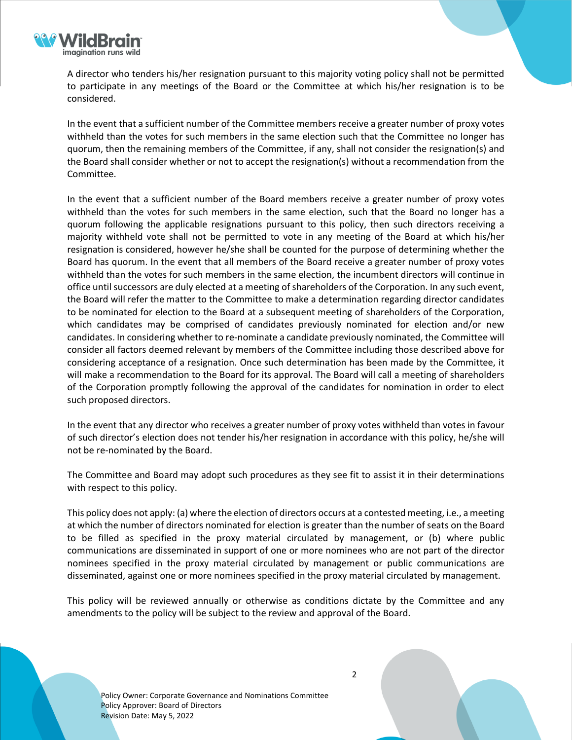A director who tenders his/her resignation pursuant to this majority voting policy shall not be permitted to participate in any meetings of the Board or the Committee at which his/her resignation is to be considered.

In the event that a sufficient number of the Committee members receive a greater number of proxy votes withheld than the votes for such members in the same election such that the Committee no longer has quorum, then the remaining members of the Committee, if any, shall not consider the resignation(s) and the Board shall consider whether or not to accept the resignation(s) without a recommendation from the Committee.

In the event that a sufficient number of the Board members receive a greater number of proxy votes withheld than the votes for such members in the same election, such that the Board no longer has a quorum following the applicable resignations pursuant to this policy, then such directors receiving a majority withheld vote shall not be permitted to vote in any meeting of the Board at which his/her resignation is considered, however he/she shall be counted for the purpose of determining whether the Board has quorum. In the event that all members of the Board receive a greater number of proxy votes withheld than the votes for such members in the same election, the incumbent directors will continue in office until successors are duly elected at a meeting of shareholders of the Corporation. In any such event, the Board will refer the matter to the Committee to make a determination regarding director candidates to be nominated for election to the Board at a subsequent meeting of shareholders of the Corporation, which candidates may be comprised of candidates previously nominated for election and/or new candidates. In considering whether to re-nominate a candidate previously nominated, the Committee will consider all factors deemed relevant by members of the Committee including those described above for considering acceptance of a resignation. Once such determination has been made by the Committee, it will make a recommendation to the Board for its approval. The Board will call a meeting of shareholders of the Corporation promptly following the approval of the candidates for nomination in order to elect such proposed directors.

In the event that any director who receives a greater number of proxy votes withheld than votes in favour of such director's election does not tender his/her resignation in accordance with this policy, he/she will not be re-nominated by the Board.

The Committee and Board may adopt such procedures as they see fit to assist it in their determinations with respect to this policy.

This policy does not apply: (a) where the election of directors occurs at a contested meeting, i.e., a meeting at which the number of directors nominated for election is greater than the number of seats on the Board to be filled as specified in the proxy material circulated by management, or (b) where public communications are disseminated in support of one or more nominees who are not part of the director nominees specified in the proxy material circulated by management or public communications are disseminated, against one or more nominees specified in the proxy material circulated by management.

This policy will be reviewed annually or otherwise as conditions dictate by the Committee and any amendments to the policy will be subject to the review and approval of the Board.

Policy Owner: Corporate Governance and Nominations Committee
Policy Approver: Board of Directors
Revision Date: May 5, 2022